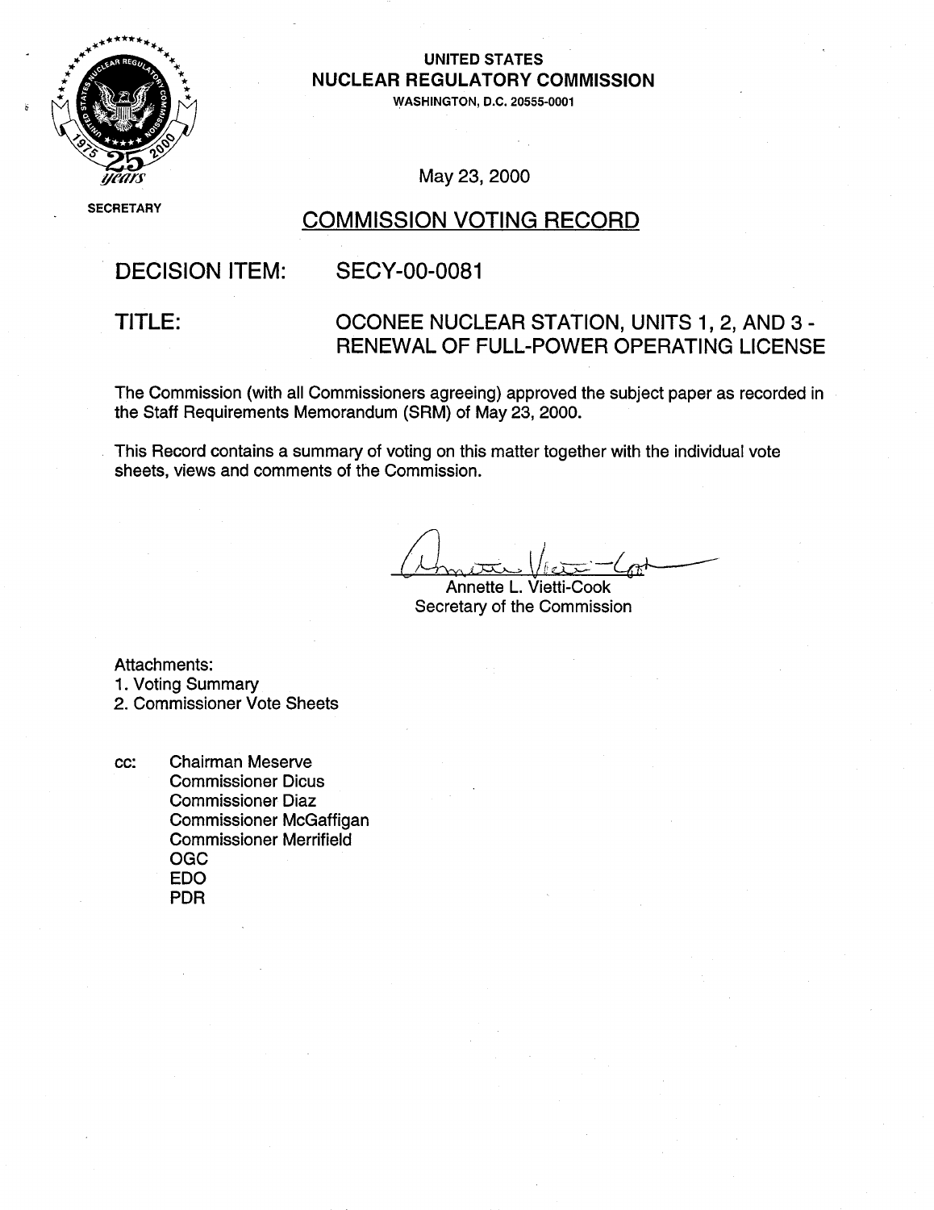UNITED STATES
**NUCLEAR REGULATORY COMMISSION**
WASHINGTON, D.C. 20555-0001

SECRETARY

May 23, 2000

# COMMISSION VOTING RECORD

**DECISION ITEM:** SECY-00-0081

**TITLE:** OCONEE NUCLEAR STATION, UNITS 1, 2, AND 3 - RENEWAL OF FULL-POWER OPERATING LICENSE

The Commission (with all Commissioners agreeing) approved the subject paper as recorded in the Staff Requirements Memorandum (SRM) of May 23, 2000.

This Record contains a summary of voting on this matter together with the individual vote sheets, views and comments of the Commission.

Annette L. Vietti-Cook
Secretary of the Commission

Attachments:
1. Voting Summary
2. Commissioner Vote Sheets

cc: Chairman Meserve
Commissioner Dicus
Commissioner Diaz
Commissioner McGaffigan
Commissioner Merrifield
OGC
EDO
PDR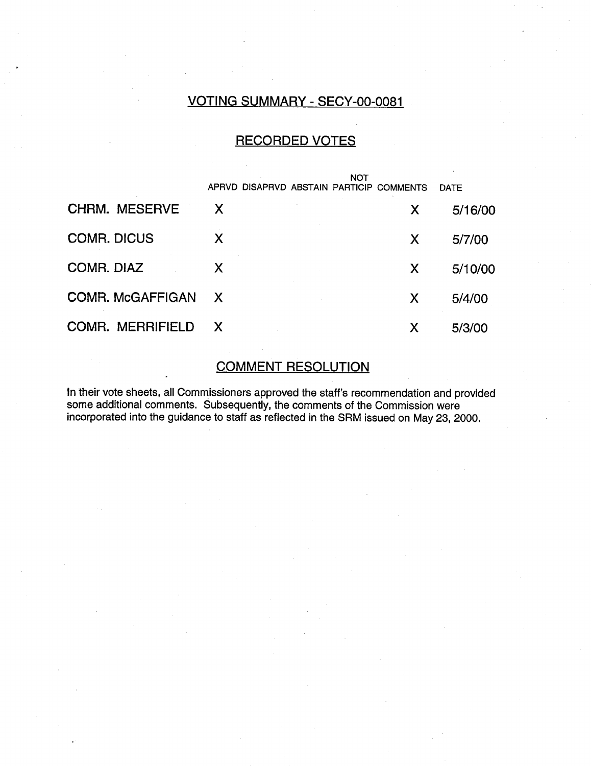## VOTING SUMMARY - SECY-00-0081

### RECORDED VOTES

| | APRVD | DISAPRVD | ABSTAIN | NOT PARTICIP | COMMENTS | DATE |
|---|---|---|---|---|---|---|
| CHRM. MESERVE | X | | | | X | 5/16/00 |
| COMR. DICUS | X | | | | X | 5/7/00 |
| COMR. DIAZ | X | | | | X | 5/10/00 |
| COMR. McGAFFIGAN | X | | | | X | 5/4/00 |
| COMR. MERRIFIELD | X | | | | X | 5/3/00 |

### COMMENT RESOLUTION

In their vote sheets, all Commissioners approved the staff's recommendation and provided some additional comments. Subsequently, the comments of the Commission were incorporated into the guidance to staff as reflected in the SRM issued on May 23, 2000.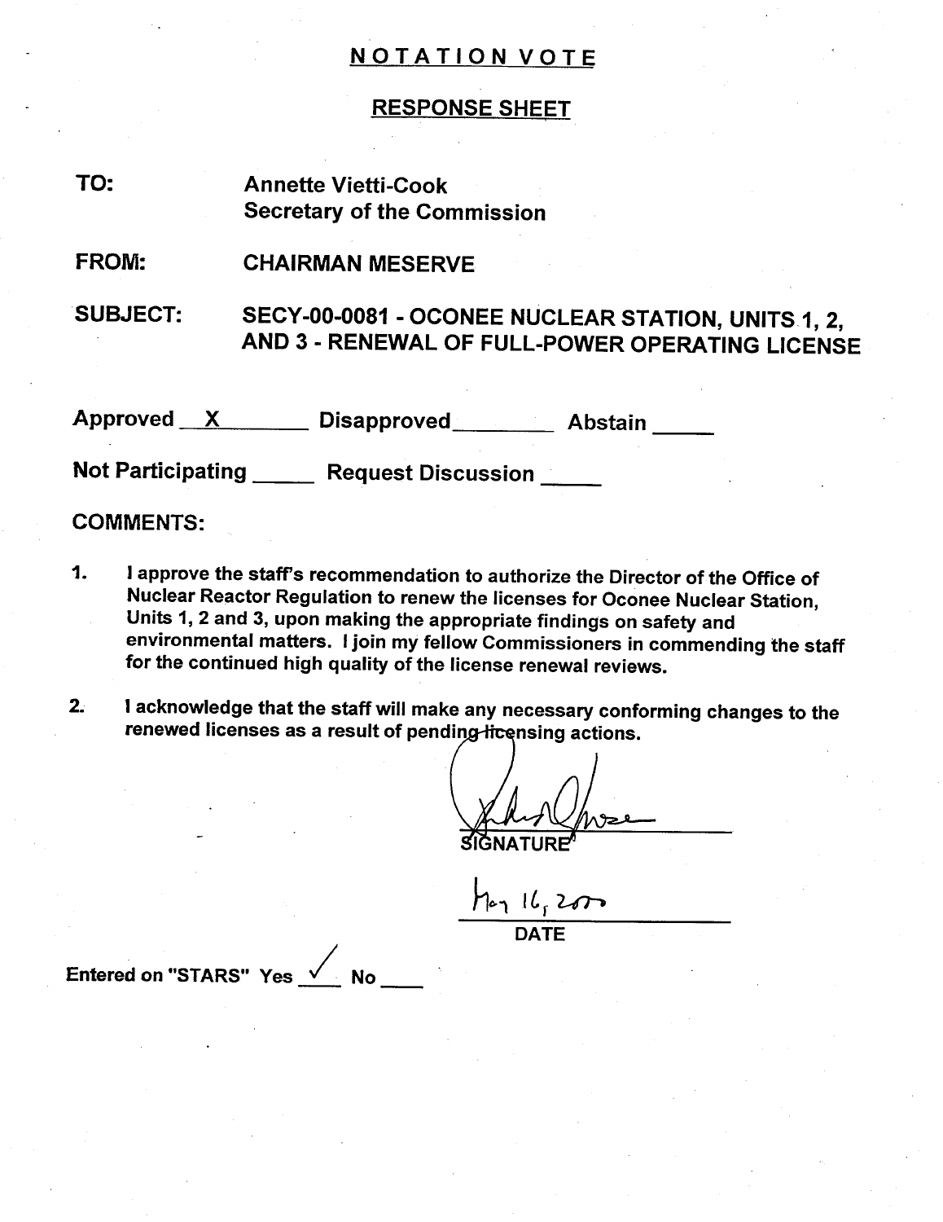## NOTATION VOTE

## RESPONSE SHEET

**TO:** Annette Vietti-Cook
Secretary of the Commission

**FROM:** CHAIRMAN MESERVE

**SUBJECT:** SECY-00-0081 - OCONEE NUCLEAR STATION, UNITS 1, 2, AND 3 - RENEWAL OF FULL-POWER OPERATING LICENSE

Approved X Disapproved \_\_\_\_\_\_ Abstain \_\_\_\_\_\_

Not Participating \_\_\_\_\_\_ Request Discussion \_\_\_\_\_\_

**COMMENTS:**

1. I approve the staff's recommendation to authorize the Director of the Office of Nuclear Reactor Regulation to renew the licenses for Oconee Nuclear Station, Units 1, 2 and 3, upon making the appropriate findings on safety and environmental matters. I join my fellow Commissioners in commending the staff for the continued high quality of the license renewal reviews.

2. I acknowledge that the staff will make any necessary conforming changes to the renewed licenses as a result of pending licensing actions.

[Signature]
SIGNATURE

May 16, 2000
DATE

Entered on "STARS" Yes ✓ No \_\_\_\_\_\_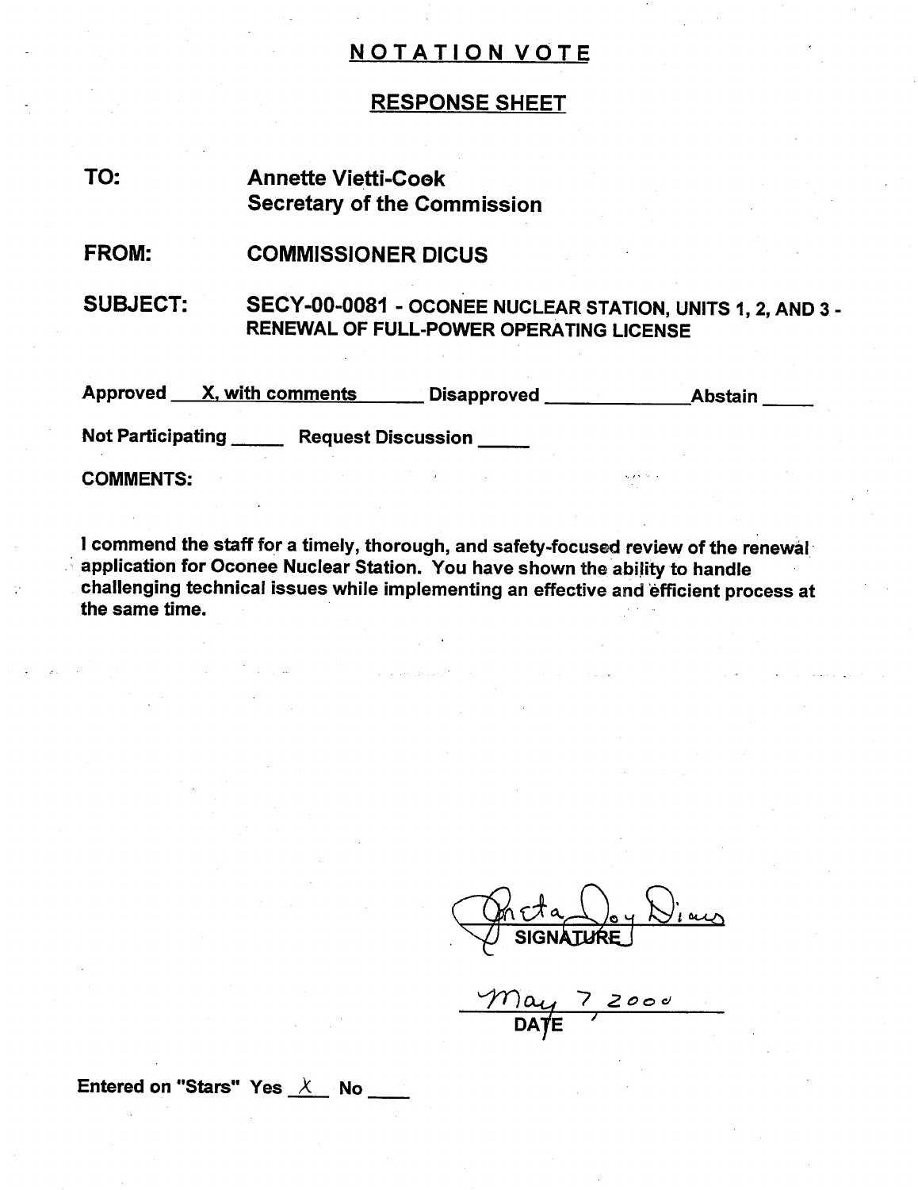# NOTATION VOTE

## RESPONSE SHEET

**TO:** Annette Vietti-Cook
Secretary of the Commission

**FROM:** COMMISSIONER DICUS

**SUBJECT:** SECY-00-0081 - OCONEE NUCLEAR STATION, UNITS 1, 2, AND 3 - RENEWAL OF FULL-POWER OPERATING LICENSE

**Approved** X, with comments **Disapproved** ______ **Abstain** ______

**Not Participating** ______ **Request Discussion** ______

**COMMENTS:**

I commend the staff for a timely, thorough, and safety-focused review of the renewal application for Oconee Nuclear Station. You have shown the ability to handle challenging technical issues while implementing an effective and efficient process at the same time.

Greta Joy Dicus
SIGNATURE

May 7, 2000
DATE

Entered on "Stars" Yes X No ____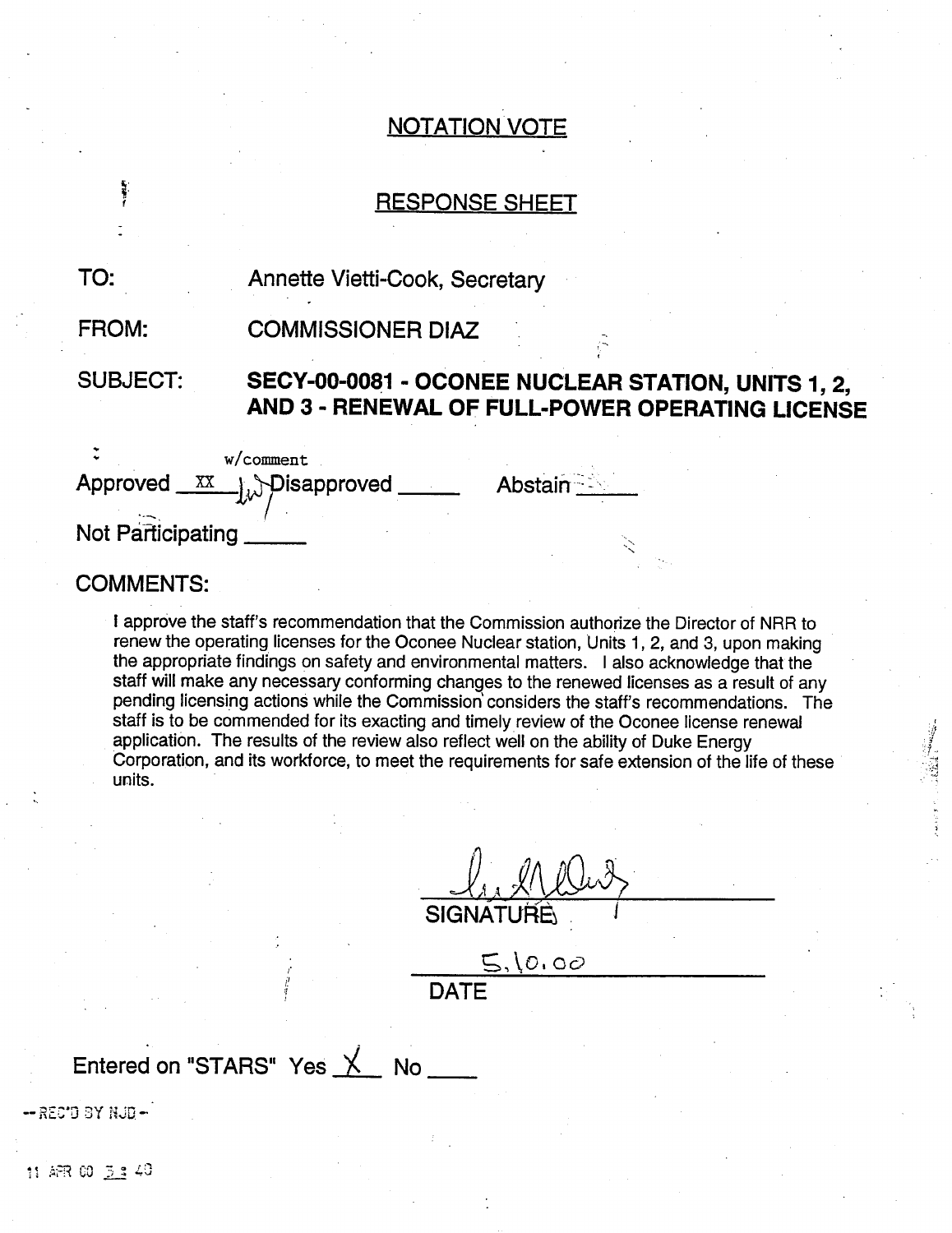## NOTATION VOTE

## RESPONSE SHEET

**TO:** Annette Vietti-Cook, Secretary

**FROM:** COMMISSIONER DIAZ

**SUBJECT:** **SECY-00-0081 - OCONEE NUCLEAR STATION, UNITS 1, 2, AND 3 - RENEWAL OF FULL-POWER OPERATING LICENSE**

Approved XX w/comment Disapproved _____ Abstain _____

Not Participating _____

**COMMENTS:**

I approve the staff's recommendation that the Commission authorize the Director of NRR to renew the operating licenses for the Oconee Nuclear station, Units 1, 2, and 3, upon making the appropriate findings on safety and environmental matters. I also acknowledge that the staff will make any necessary conforming changes to the renewed licenses as a result of any pending licensing actions while the Commission considers the staff's recommendations. The staff is to be commended for its exacting and timely review of the Oconee license renewal application. The results of the review also reflect well on the ability of Duke Energy Corporation, and its workforce, to meet the requirements for safe extension of the life of these units.

SIGNATURE

5.10.00

DATE

Entered on "STARS" Yes X No ____

--REC'D BY NJD--

11 APR 00 3:40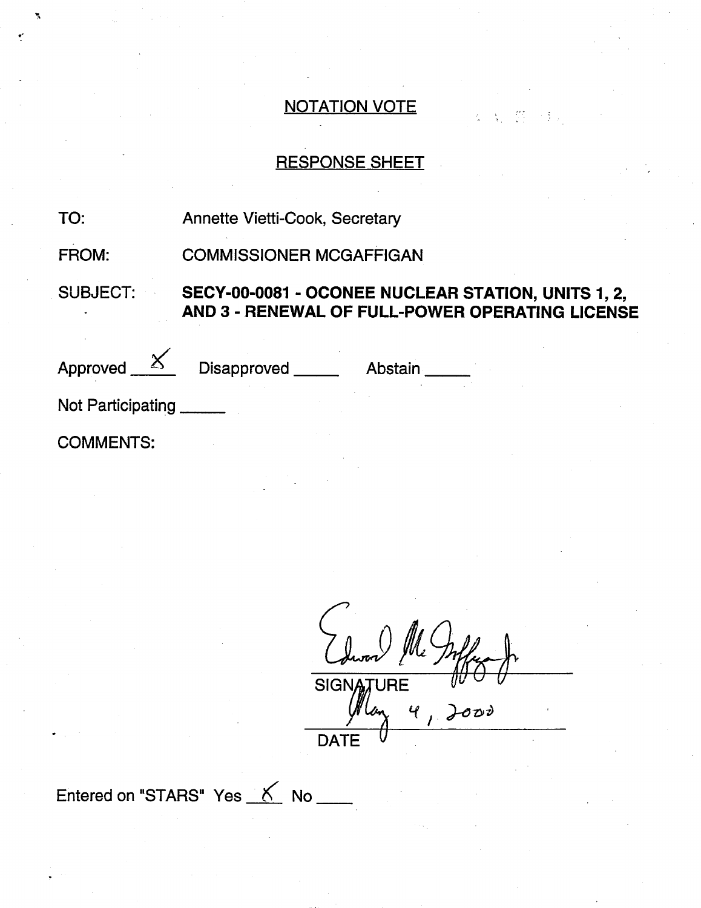## NOTATION VOTE

## RESPONSE SHEET

TO: Annette Vietti-Cook, Secretary

FROM: COMMISSIONER MCGAFFIGAN

SUBJECT: **SECY-00-0081 - OCONEE NUCLEAR STATION, UNITS 1, 2, AND 3 - RENEWAL OF FULL-POWER OPERATING LICENSE**

Approved X Disapproved _____ Abstain _____

Not Participating _____

COMMENTS:

Edward McGaffigan Jr.
SIGNATURE

May 4, 2000
DATE

Entered on "STARS" Yes X No ____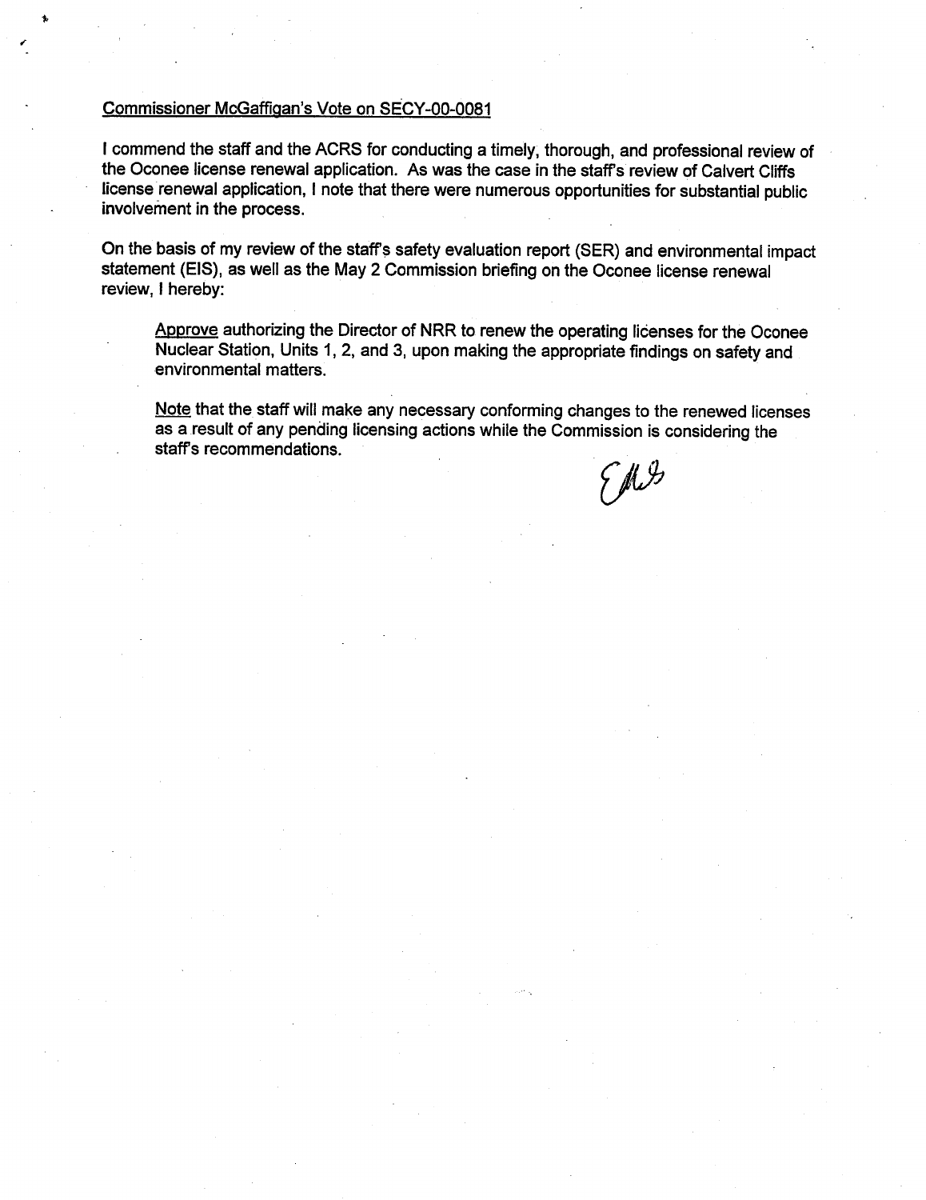Commissioner McGaffigan's Vote on SECY-00-0081

I commend the staff and the ACRS for conducting a timely, thorough, and professional review of the Oconee license renewal application. As was the case in the staff's review of Calvert Cliffs license renewal application, I note that there were numerous opportunities for substantial public involvement in the process.

On the basis of my review of the staff's safety evaluation report (SER) and environmental impact statement (EIS), as well as the May 2 Commission briefing on the Oconee license renewal review, I hereby:

> Approve authorizing the Director of NRR to renew the operating licenses for the Oconee Nuclear Station, Units 1, 2, and 3, upon making the appropriate findings on safety and environmental matters.
>
> Note that the staff will make any necessary conforming changes to the renewed licenses as a result of any pending licensing actions while the Commission is considering the staff's recommendations.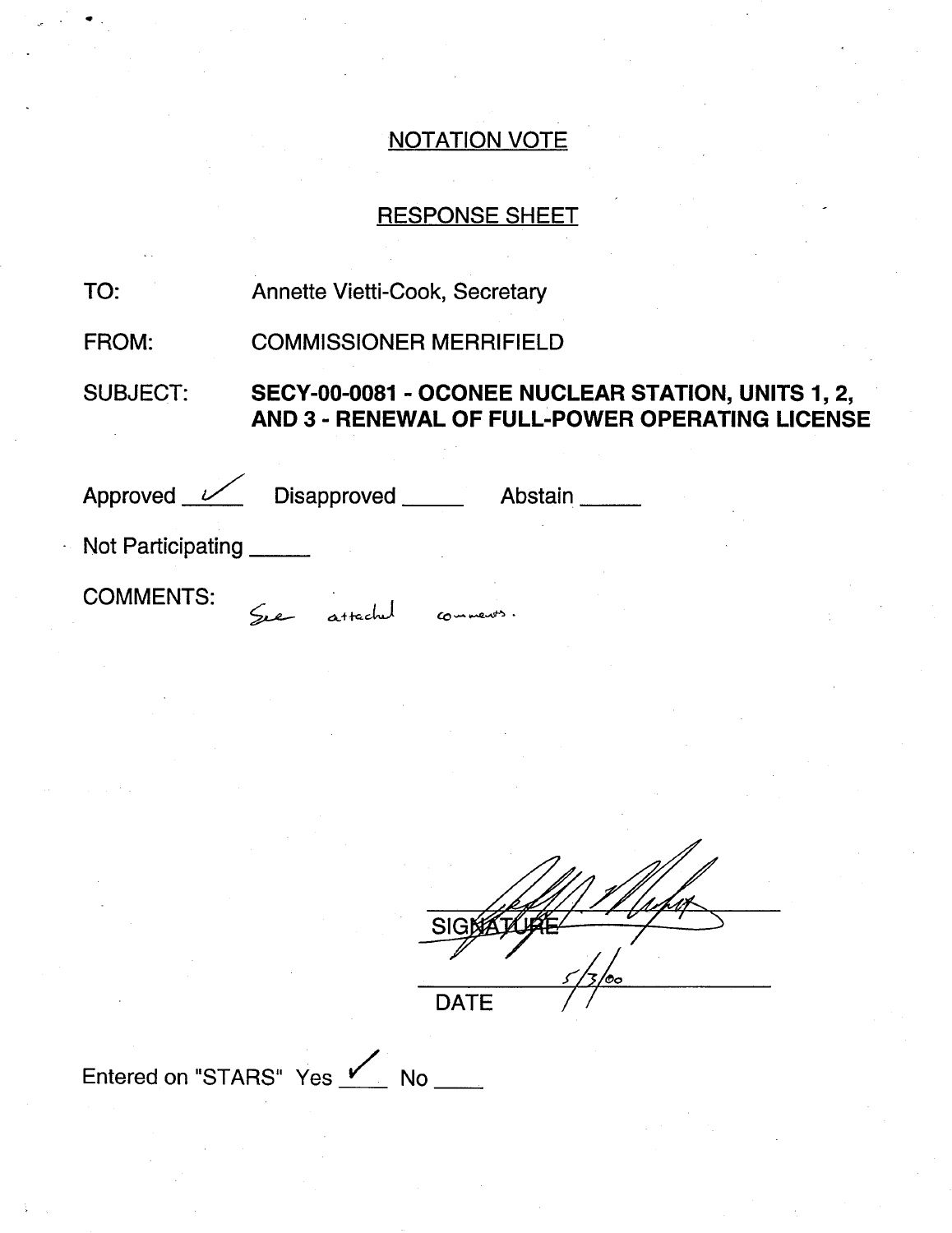## NOTATION VOTE

## RESPONSE SHEET

TO: Annette Vietti-Cook, Secretary

FROM: COMMISSIONER MERRIFIELD

SUBJECT: **SECY-00-0081 - OCONEE NUCLEAR STATION, UNITS 1, 2, AND 3 - RENEWAL OF FULL-POWER OPERATING LICENSE**

Approved ✓ Disapproved _____ Abstain _____

Not Participating _____

COMMENTS: See attached comments.

SIGNATURE

5/3/00

DATE

Entered on "STARS" Yes ✓ No _____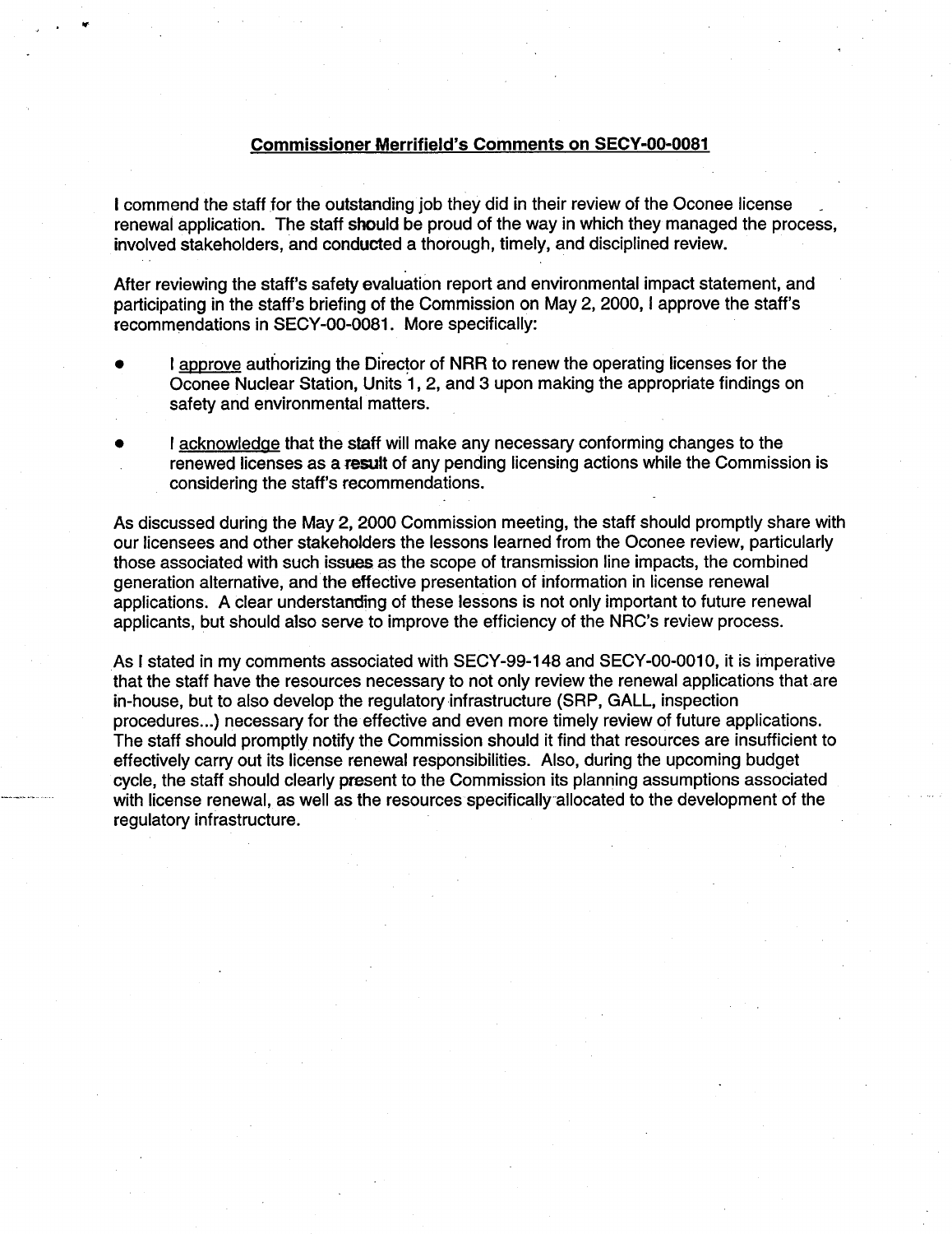## Commissioner Merrifield's Comments on SECY-00-0081

I commend the staff for the outstanding job they did in their review of the Oconee license renewal application. The staff should be proud of the way in which they managed the process, involved stakeholders, and conducted a thorough, timely, and disciplined review.

After reviewing the staff's safety evaluation report and environmental impact statement, and participating in the staff's briefing of the Commission on May 2, 2000, I approve the staff's recommendations in SECY-00-0081. More specifically:

- I approve authorizing the Director of NRR to renew the operating licenses for the Oconee Nuclear Station, Units 1, 2, and 3 upon making the appropriate findings on safety and environmental matters.
- I acknowledge that the staff will make any necessary conforming changes to the renewed licenses as a result of any pending licensing actions while the Commission is considering the staff's recommendations.

As discussed during the May 2, 2000 Commission meeting, the staff should promptly share with our licensees and other stakeholders the lessons learned from the Oconee review, particularly those associated with such issues as the scope of transmission line impacts, the combined generation alternative, and the effective presentation of information in license renewal applications. A clear understanding of these lessons is not only important to future renewal applicants, but should also serve to improve the efficiency of the NRC's review process.

As I stated in my comments associated with SECY-99-148 and SECY-00-0010, it is imperative that the staff have the resources necessary to not only review the renewal applications that are in-house, but to also develop the regulatory infrastructure (SRP, GALL, inspection procedures...) necessary for the effective and even more timely review of future applications. The staff should promptly notify the Commission should it find that resources are insufficient to effectively carry out its license renewal responsibilities. Also, during the upcoming budget cycle, the staff should clearly present to the Commission its planning assumptions associated with license renewal, as well as the resources specifically allocated to the development of the regulatory infrastructure.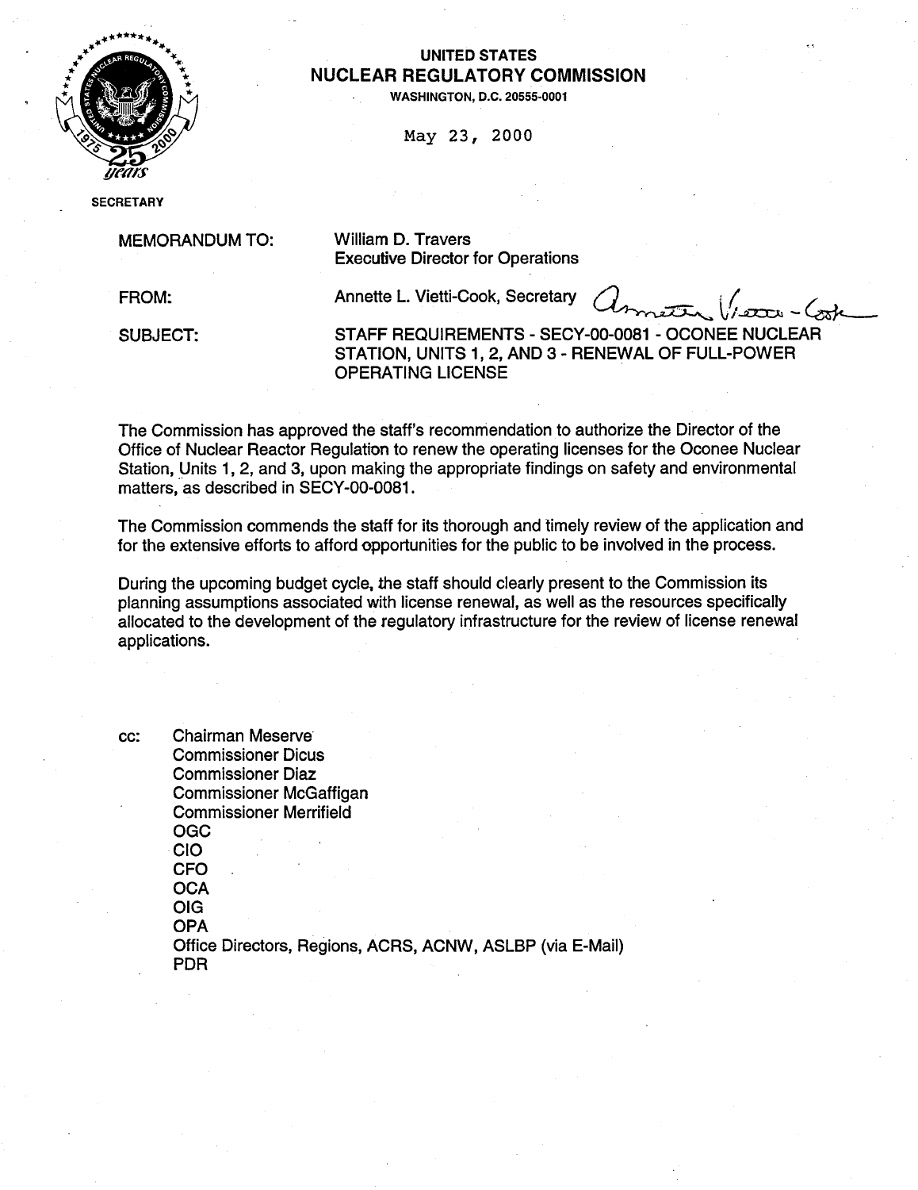**UNITED STATES**
**NUCLEAR REGULATORY COMMISSION**
WASHINGTON, D.C. 20555-0001

May 23, 2000

SECRETARY

MEMORANDUM TO: William D. Travers
Executive Director for Operations

FROM: Annette L. Vietti-Cook, Secretary

SUBJECT: STAFF REQUIREMENTS - SECY-00-0081 - OCONEE NUCLEAR STATION, UNITS 1, 2, AND 3 - RENEWAL OF FULL-POWER OPERATING LICENSE

The Commission has approved the staff's recommendation to authorize the Director of the Office of Nuclear Reactor Regulation to renew the operating licenses for the Oconee Nuclear Station, Units 1, 2, and 3, upon making the appropriate findings on safety and environmental matters, as described in SECY-00-0081.

The Commission commends the staff for its thorough and timely review of the application and for the extensive efforts to afford opportunities for the public to be involved in the process.

During the upcoming budget cycle, the staff should clearly present to the Commission its planning assumptions associated with license renewal, as well as the resources specifically allocated to the development of the regulatory infrastructure for the review of license renewal applications.

cc: Chairman Meserve
Commissioner Dicus
Commissioner Diaz
Commissioner McGaffigan
Commissioner Merrifield
OGC
CIO
CFO
OCA
OIG
OPA
Office Directors, Regions, ACRS, ACNW, ASLBP (via E-Mail)
PDR